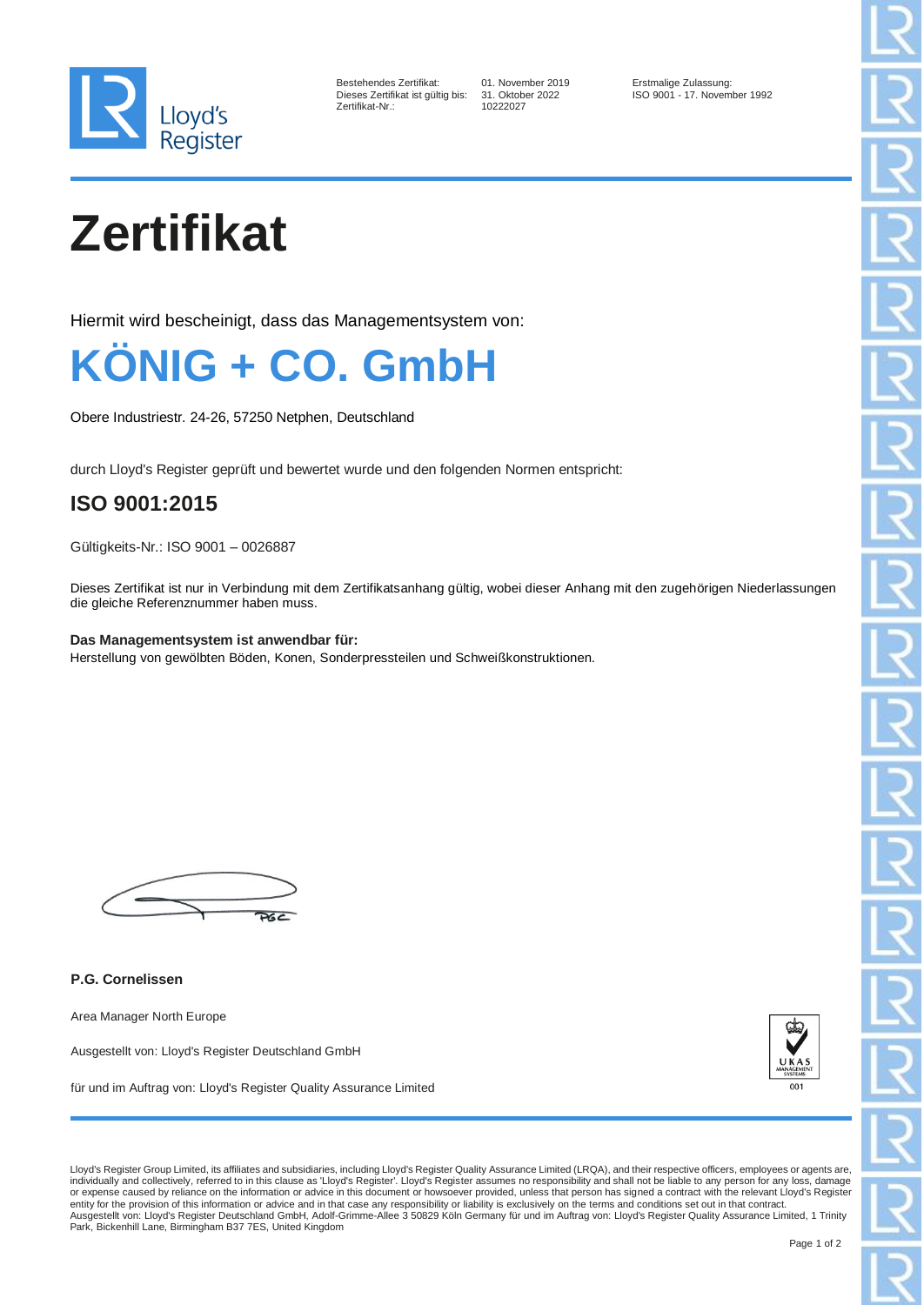Lloyd's Register

Bestehendes Zertifikat: 01. November 2019
Dieses Zertifikat ist gültig bis: 31. Oktober 2022
Zertifikat-Nr.: 10222027

Erstmalige Zulassung:
ISO 9001 - 17. November 1992

# Zertifikat

Hiermit wird bescheinigt, dass das Managementsystem von:

## KÖNIG + CO. GmbH

Obere Industriestr. 24-26, 57250 Netphen, Deutschland

durch Lloyd's Register geprüft und bewertet wurde und den folgenden Normen entspricht:

## ISO 9001:2015

Gültigkeits-Nr.: ISO 9001 – 0026887

Dieses Zertifikat ist nur in Verbindung mit dem Zertifikatsanhang gültig, wobei dieser Anhang mit den zugehörigen Niederlassungen die gleiche Referenznummer haben muss.

**Das Managementsystem ist anwendbar für:**
Herstellung von gewölbten Böden, Konen, Sonderpressteilen und Schweißkonstruktionen.

**P.G. Cornelissen**

Area Manager North Europe

Ausgestellt von: Lloyd's Register Deutschland GmbH

für und im Auftrag von: Lloyd's Register Quality Assurance Limited

UKAS MANAGEMENT SYSTEMS 001

Lloyd's Register Group Limited, its affiliates and subsidiaries, including Lloyd's Register Quality Assurance Limited (LRQA), and their respective officers, employees or agents are, individually and collectively, referred to in this clause as 'Lloyd's Register'. Lloyd's Register assumes no responsibility and shall not be liable to any person for any loss, damage or expense caused by reliance on the information or advice in this document or howsoever provided, unless that person has signed a contract with the relevant Lloyd's Register entity for the provision of this information or advice and in that case any responsibility or liability is exclusively on the terms and conditions set out in that contract.
Ausgestellt von: Lloyd's Register Deutschland GmbH, Adolf-Grimme-Allee 3 50829 Köln Germany für und im Auftrag von: Lloyd's Register Quality Assurance Limited, 1 Trinity Park, Bickenhill Lane, Birmingham B37 7ES, United Kingdom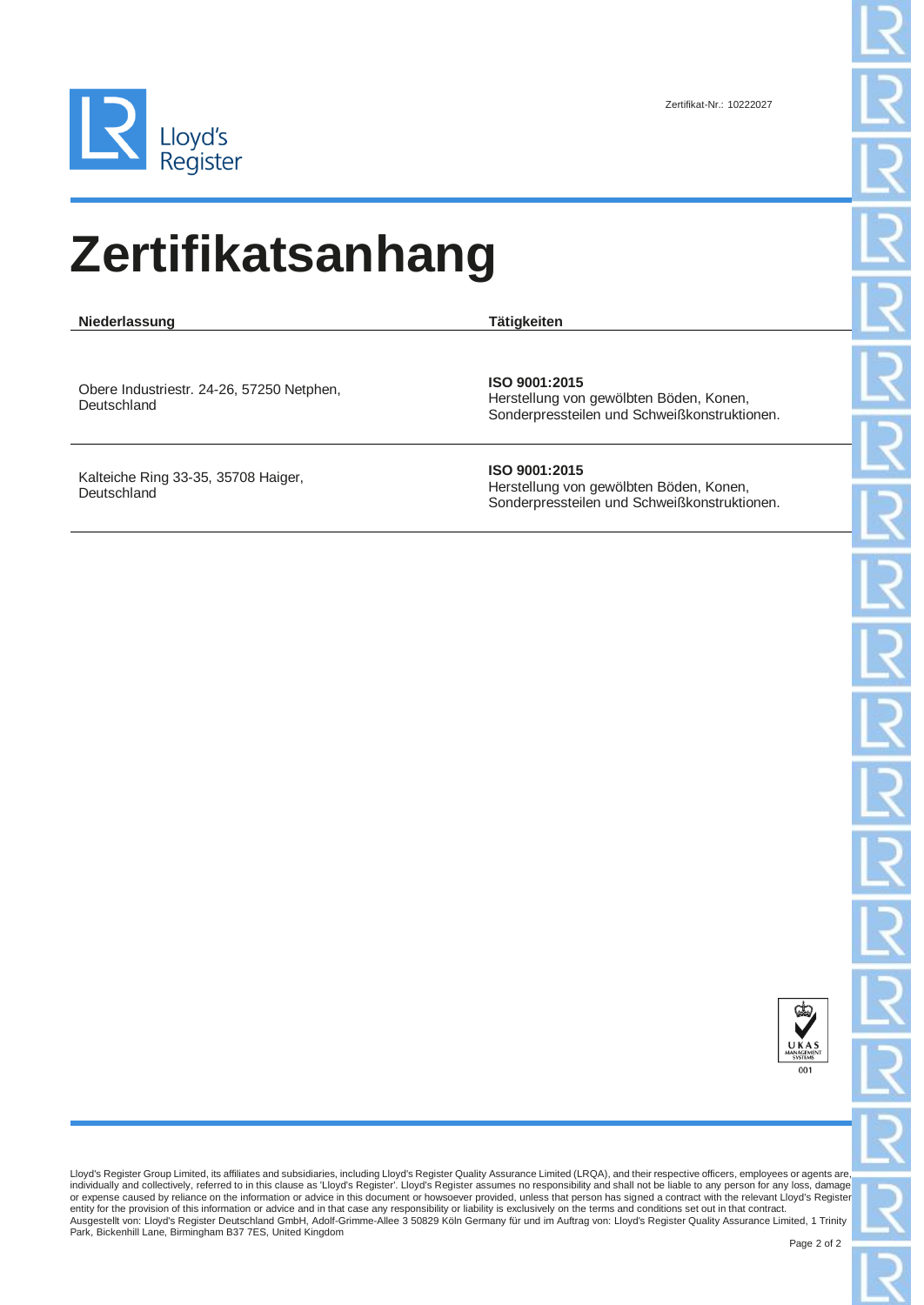Lloyd's Register

Zertifikat-Nr.: 10222027

# Zertifikatsanhang

| Niederlassung | Tätigkeiten |
| --- | --- |
| Obere Industriestr. 24-26, 57250 Netphen, Deutschland | **ISO 9001:2015** Herstellung von gewölbten Böden, Konen, Sonderpressteilen und Schweißkonstruktionen. |
| Kalteiche Ring 33-35, 35708 Haiger, Deutschland | **ISO 9001:2015** Herstellung von gewölbten Böden, Konen, Sonderpressteilen und Schweißkonstruktionen. |

UKAS MANAGEMENT SYSTEMS 001

Lloyd's Register Group Limited, its affiliates and subsidiaries, including Lloyd's Register Quality Assurance Limited (LRQA), and their respective officers, employees or agents are, individually and collectively, referred to in this clause as 'Lloyd's Register'. Lloyd's Register assumes no responsibility and shall not be liable to any person for any loss, damage or expense caused by reliance on the information or advice in this document or howsoever provided, unless that person has signed a contract with the relevant Lloyd's Register entity for the provision of this information or advice and in that case any responsibility or liability is exclusively on the terms and conditions set out in that contract.
Ausgestellt von: Lloyd's Register Deutschland GmbH, Adolf-Grimme-Allee 3 50829 Köln Germany für und im Auftrag von: Lloyd's Register Quality Assurance Limited, 1 Trinity Park, Bickenhill Lane, Birmingham B37 7ES, United Kingdom